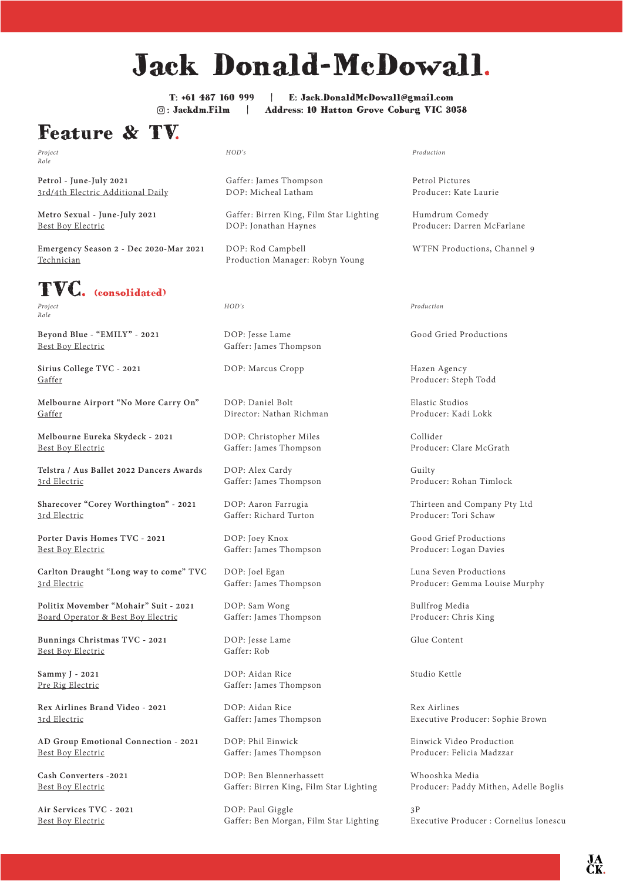# Jack Donald-McDowall.

**T: +61 487 160 999** | **E: Jack.DonaldMcDowall@gmail.com**
**: Jackdm.Film** | **Address: 10 Hatton Grove Coburg VIC 3058**

## Feature & TV.

| *Project Role* | *HOD's* | *Production* |
|---|---|---|
| **Petrol - June-July 2021**<br>3rd/4th Electric Additional Daily | Gaffer: James Thompson<br>DOP: Micheal Latham | Petrol Pictures<br>Producer: Kate Laurie |
| **Metro Sexual - June-July 2021**<br>Best Boy Electric | Gaffer: Birren King, Film Star Lighting<br>DOP: Jonathan Haynes | Humdrum Comedy<br>Producer: Darren McFarlane |
| **Emergency Season 2 - Dec 2020-Mar 2021**<br>Technician | DOP: Rod Campbell<br>Production Manager: Robyn Young | WTFN Productions, Channel 9 |

## TVC. (consolidated)

| *Project Role* | *HOD's* | *Production* |
|---|---|---|
| **Beyond Blue - "EMILY" - 2021**<br>Best Boy Electric | DOP: Jesse Lame<br>Gaffer: James Thompson | Good Gried Productions |
| **Sirius College TVC - 2021**<br>Gaffer | DOP: Marcus Cropp | Hazen Agency<br>Producer: Steph Todd |
| **Melbourne Airport "No More Carry On"**<br>Gaffer | DOP: Daniel Bolt<br>Director: Nathan Richman | Elastic Studios<br>Producer: Kadi Lokk |
| **Melbourne Eureka Skydeck - 2021**<br>Best Boy Electric | DOP: Christopher Miles<br>Gaffer: James Thompson | Collider<br>Producer: Clare McGrath |
| **Telstra / Aus Ballet 2022 Dancers Awards**<br>3rd Electric | DOP: Alex Cardy<br>Gaffer: James Thompson | Guilty<br>Producer: Rohan Timlock |
| **Sharecover "Corey Worthington" - 2021**<br>3rd Electric | DOP: Aaron Farrugia<br>Gaffer: Richard Turton | Thirteen and Company Pty Ltd<br>Producer: Tori Schaw |
| **Porter Davis Homes TVC - 2021**<br>Best Boy Electric | DOP: Joey Knox<br>Gaffer: James Thompson | Good Grief Productions<br>Producer: Logan Davies |
| **Carlton Draught "Long way to come" TVC**<br>3rd Electric | DOP: Joel Egan<br>Gaffer: James Thompson | Luna Seven Productions<br>Producer: Gemma Louise Murphy |
| **Politix Movember "Mohair" Suit - 2021**<br>Board Operator & Best Boy Electric | DOP: Sam Wong<br>Gaffer: James Thompson | Bullfrog Media<br>Producer: Chris King |
| **Bunnings Christmas TVC - 2021**<br>Best Boy Electric | DOP: Jesse Lame<br>Gaffer: Rob | Glue Content |
| **Sammy J - 2021**<br>Pre Rig Electric | DOP: Aidan Rice<br>Gaffer: James Thompson | Studio Kettle |
| **Rex Airlines Brand Video - 2021**<br>3rd Electric | DOP: Aidan Rice<br>Gaffer: James Thompson | Rex Airlines<br>Executive Producer: Sophie Brown |
| **AD Group Emotional Connection - 2021**<br>Best Boy Electric | DOP: Phil Einwick<br>Gaffer: James Thompson | Einwick Video Production<br>Producer: Felicia Madzzar |
| **Cash Converters -2021**<br>Best Boy Electric | DOP: Ben Blennerhassett<br>Gaffer: Birren King, Film Star Lighting | Whooshka Media<br>Producer: Paddy Mithen, Adelle Boglis |
| **Air Services TVC - 2021**<br>Best Boy Electric | DOP: Paul Giggle<br>Gaffer: Ben Morgan, Film Star Lighting | 3P<br>Executive Producer : Cornelius Ionescu |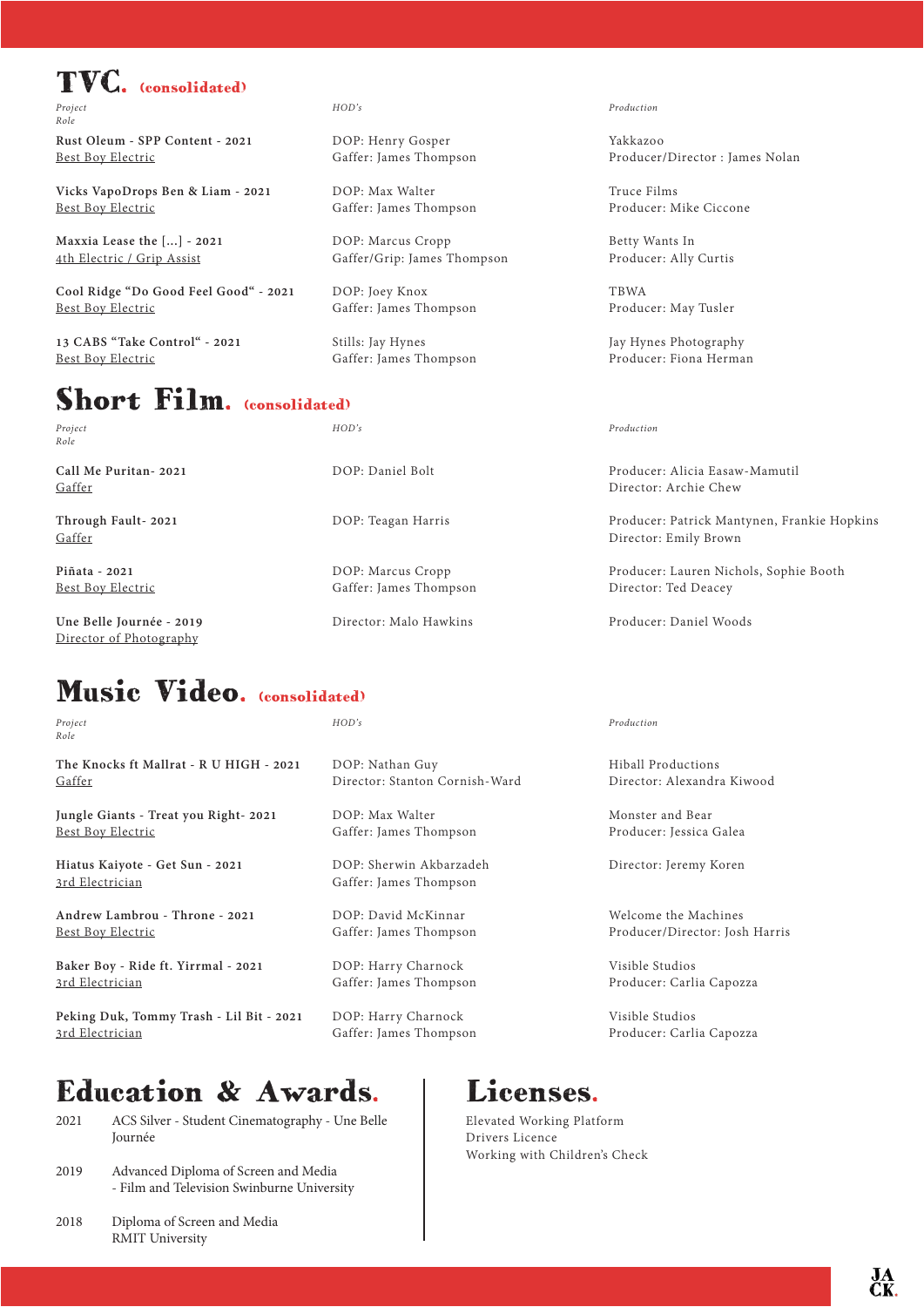# TVC. (consolidated)

| Project<br>Role | HOD's | Production |
|---|---|---|
| **Rust Oleum - SPP Content - 2021**<br>Best Boy Electric | DOP: Henry Gosper<br>Gaffer: James Thompson | Yakkazoo<br>Producer/Director : James Nolan |
| **Vicks VapoDrops Ben & Liam - 2021**<br>Best Boy Electric | DOP: Max Walter<br>Gaffer: James Thompson | Truce Films<br>Producer: Mike Ciccone |
| **Maxxia Lease the [...] - 2021**<br>4th Electric / Grip Assist | DOP: Marcus Cropp<br>Gaffer/Grip: James Thompson | Betty Wants In<br>Producer: Ally Curtis |
| **Cool Ridge "Do Good Feel Good" - 2021**<br>Best Boy Electric | DOP: Joey Knox<br>Gaffer: James Thompson | TBWA<br>Producer: May Tusler |
| **13 CABS "Take Control" - 2021**<br>Best Boy Electric | Stills: Jay Hynes<br>Gaffer: James Thompson | Jay Hynes Photography<br>Producer: Fiona Herman |

# Short Film. (consolidated)

| Project<br>Role | HOD's | Production |
|---|---|---|
| **Call Me Puritan- 2021**<br>Gaffer | DOP: Daniel Bolt | Producer: Alicia Easaw-Mamutil<br>Director: Archie Chew |
| **Through Fault- 2021**<br>Gaffer | DOP: Teagan Harris | Producer: Patrick Mantynen, Frankie Hopkins<br>Director: Emily Brown |
| **Piñata - 2021**<br>Best Boy Electric | DOP: Marcus Cropp<br>Gaffer: James Thompson | Producer: Lauren Nichols, Sophie Booth<br>Director: Ted Deacey |
| **Une Belle Journée - 2019**<br>Director of Photography | Director: Malo Hawkins | Producer: Daniel Woods |

# Music Video. (consolidated)

| Project<br>Role | HOD's | Production |
|---|---|---|
| **The Knocks ft Mallrat - R U HIGH - 2021**<br>Gaffer | DOP: Nathan Guy<br>Director: Stanton Cornish-Ward | Hiball Productions<br>Director: Alexandra Kiwood |
| **Jungle Giants - Treat you Right- 2021**<br>Best Boy Electric | DOP: Max Walter<br>Gaffer: James Thompson | Monster and Bear<br>Producer: Jessica Galea |
| **Hiatus Kaiyote - Get Sun - 2021**<br>3rd Electrician | DOP: Sherwin Akbarzadeh<br>Gaffer: James Thompson | Director: Jeremy Koren |
| **Andrew Lambrou - Throne - 2021**<br>Best Boy Electric | DOP: David McKinnar<br>Gaffer: James Thompson | Welcome the Machines<br>Producer/Director: Josh Harris |
| **Baker Boy - Ride ft. Yirrmal - 2021**<br>3rd Electrician | DOP: Harry Charnock<br>Gaffer: James Thompson | Visible Studios<br>Producer: Carlia Capozza |
| **Peking Duk, Tommy Trash - Lil Bit - 2021**<br>3rd Electrician | DOP: Harry Charnock<br>Gaffer: James Thompson | Visible Studios<br>Producer: Carlia Capozza |

# Education & Awards.

| | |
|---|---|
| 2021 | ACS Silver - Student Cinematography - Une Belle Journée |
| 2019 | Advanced Diploma of Screen and Media - Film and Television Swinburne University |
| 2018 | Diploma of Screen and Media RMIT University |

# Licenses.

Elevated Working Platform
Drivers Licence
Working with Children's Check